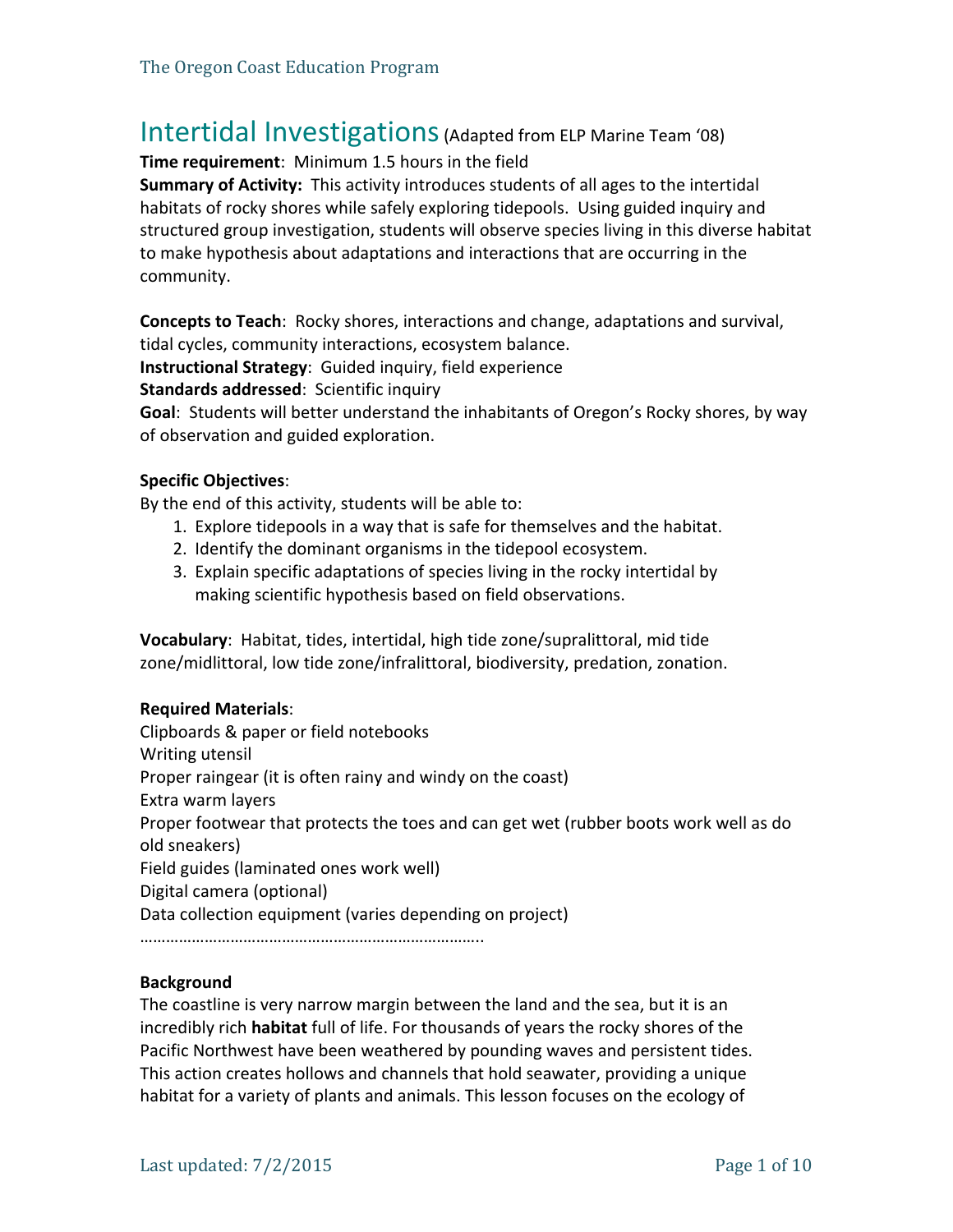# Intertidal Investigations (Adapted from ELP Marine Team '08)

**Time requirement**: Minimum 1.5 hours in the field

**Summary of Activity:** This activity introduces students of all ages to the intertidal habitats of rocky shores while safely exploring tidepools. Using guided inquiry and structured group investigation, students will observe species living in this diverse habitat to make hypothesis about adaptations and interactions that are occurring in the community.

**Concepts to Teach**: Rocky shores, interactions and change, adaptations and survival, tidal cycles, community interactions, ecosystem balance.

**Instructional Strategy**: Guided inquiry, field experience

**Standards addressed**: Scientific inquiry

**Goal**: Students will better understand the inhabitants of Oregon's Rocky shores, by way of observation and guided exploration.

**Specific Objectives**:

By the end of this activity, students will be able to:

1. Explore tidepools in a way that is safe for themselves and the habitat.
2. Identify the dominant organisms in the tidepool ecosystem.
3. Explain specific adaptations of species living in the rocky intertidal by making scientific hypothesis based on field observations.

**Vocabulary**: Habitat, tides, intertidal, high tide zone/supralittoral, mid tide zone/midlittoral, low tide zone/infralittoral, biodiversity, predation, zonation.

**Required Materials**:

Clipboards & paper or field notebooks
Writing utensil
Proper raingear (it is often rainy and windy on the coast)
Extra warm layers
Proper footwear that protects the toes and can get wet (rubber boots work well as do old sneakers)
Field guides (laminated ones work well)
Digital camera (optional)
Data collection equipment (varies depending on project)

…………………………………………………………………..

**Background**

The coastline is very narrow margin between the land and the sea, but it is an incredibly rich **habitat** full of life. For thousands of years the rocky shores of the Pacific Northwest have been weathered by pounding waves and persistent tides. This action creates hollows and channels that hold seawater, providing a unique habitat for a variety of plants and animals. This lesson focuses on the ecology of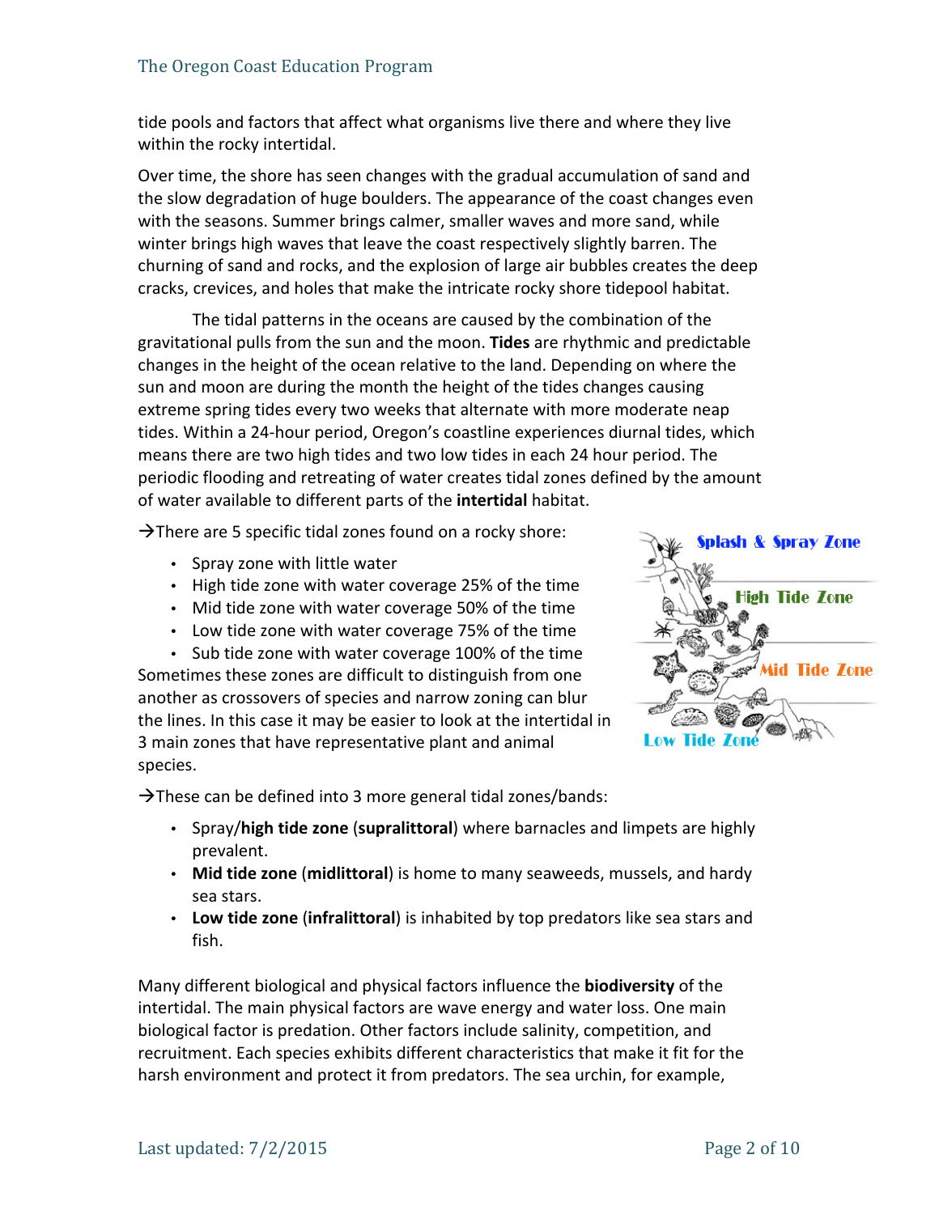tide pools and factors that affect what organisms live there and where they live within the rocky intertidal.

Over time, the shore has seen changes with the gradual accumulation of sand and the slow degradation of huge boulders. The appearance of the coast changes even with the seasons. Summer brings calmer, smaller waves and more sand, while winter brings high waves that leave the coast respectively slightly barren. The churning of sand and rocks, and the explosion of large air bubbles creates the deep cracks, crevices, and holes that make the intricate rocky shore tidepool habitat.

The tidal patterns in the oceans are caused by the combination of the gravitational pulls from the sun and the moon. **Tides** are rhythmic and predictable changes in the height of the ocean relative to the land. Depending on where the sun and moon are during the month the height of the tides changes causing extreme spring tides every two weeks that alternate with more moderate neap tides. Within a 24-hour period, Oregon's coastline experiences diurnal tides, which means there are two high tides and two low tides in each 24 hour period. The periodic flooding and retreating of water creates tidal zones defined by the amount of water available to different parts of the **intertidal** habitat.

→There are 5 specific tidal zones found on a rocky shore:

- Spray zone with little water
- High tide zone with water coverage 25% of the time
- Mid tide zone with water coverage 50% of the time
- Low tide zone with water coverage 75% of the time
- Sub tide zone with water coverage 100% of the time

Sometimes these zones are difficult to distinguish from one another as crossovers of species and narrow zoning can blur the lines. In this case it may be easier to look at the intertidal in 3 main zones that have representative plant and animal species.

Splash & Spray Zone

High Tide Zone

Mid Tide Zone

Low Tide Zone

→These can be defined into 3 more general tidal zones/bands:

- Spray/**high tide zone** (**supralittoral**) where barnacles and limpets are highly prevalent.
- **Mid tide zone** (**midlittoral**) is home to many seaweeds, mussels, and hardy sea stars.
- **Low tide zone** (**infralittoral**) is inhabited by top predators like sea stars and fish.

Many different biological and physical factors influence the **biodiversity** of the intertidal. The main physical factors are wave energy and water loss. One main biological factor is predation. Other factors include salinity, competition, and recruitment. Each species exhibits different characteristics that make it fit for the harsh environment and protect it from predators. The sea urchin, for example,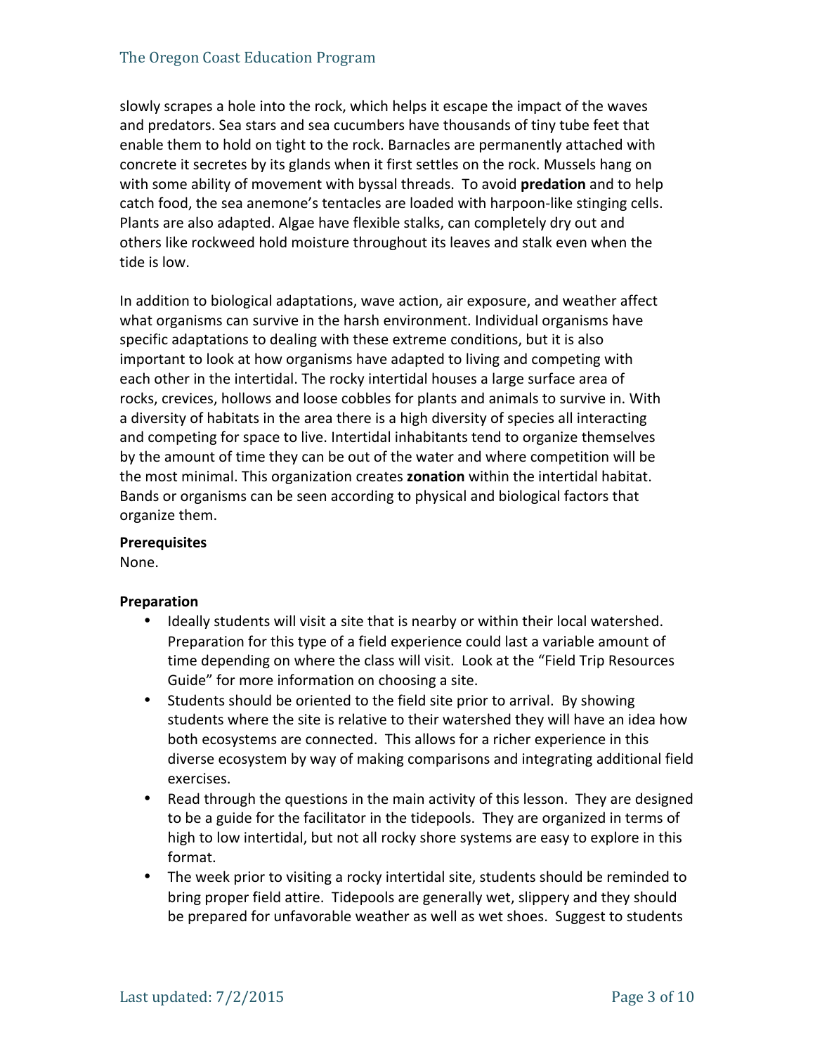slowly scrapes a hole into the rock, which helps it escape the impact of the waves and predators. Sea stars and sea cucumbers have thousands of tiny tube feet that enable them to hold on tight to the rock. Barnacles are permanently attached with concrete it secretes by its glands when it first settles on the rock. Mussels hang on with some ability of movement with byssal threads. To avoid **predation** and to help catch food, the sea anemone's tentacles are loaded with harpoon-like stinging cells. Plants are also adapted. Algae have flexible stalks, can completely dry out and others like rockweed hold moisture throughout its leaves and stalk even when the tide is low.

In addition to biological adaptations, wave action, air exposure, and weather affect what organisms can survive in the harsh environment. Individual organisms have specific adaptations to dealing with these extreme conditions, but it is also important to look at how organisms have adapted to living and competing with each other in the intertidal. The rocky intertidal houses a large surface area of rocks, crevices, hollows and loose cobbles for plants and animals to survive in. With a diversity of habitats in the area there is a high diversity of species all interacting and competing for space to live. Intertidal inhabitants tend to organize themselves by the amount of time they can be out of the water and where competition will be the most minimal. This organization creates **zonation** within the intertidal habitat. Bands or organisms can be seen according to physical and biological factors that organize them.

**Prerequisites**

None.

**Preparation**

- Ideally students will visit a site that is nearby or within their local watershed. Preparation for this type of a field experience could last a variable amount of time depending on where the class will visit. Look at the "Field Trip Resources Guide" for more information on choosing a site.
- Students should be oriented to the field site prior to arrival. By showing students where the site is relative to their watershed they will have an idea how both ecosystems are connected. This allows for a richer experience in this diverse ecosystem by way of making comparisons and integrating additional field exercises.
- Read through the questions in the main activity of this lesson. They are designed to be a guide for the facilitator in the tidepools. They are organized in terms of high to low intertidal, but not all rocky shore systems are easy to explore in this format.
- The week prior to visiting a rocky intertidal site, students should be reminded to bring proper field attire. Tidepools are generally wet, slippery and they should be prepared for unfavorable weather as well as wet shoes. Suggest to students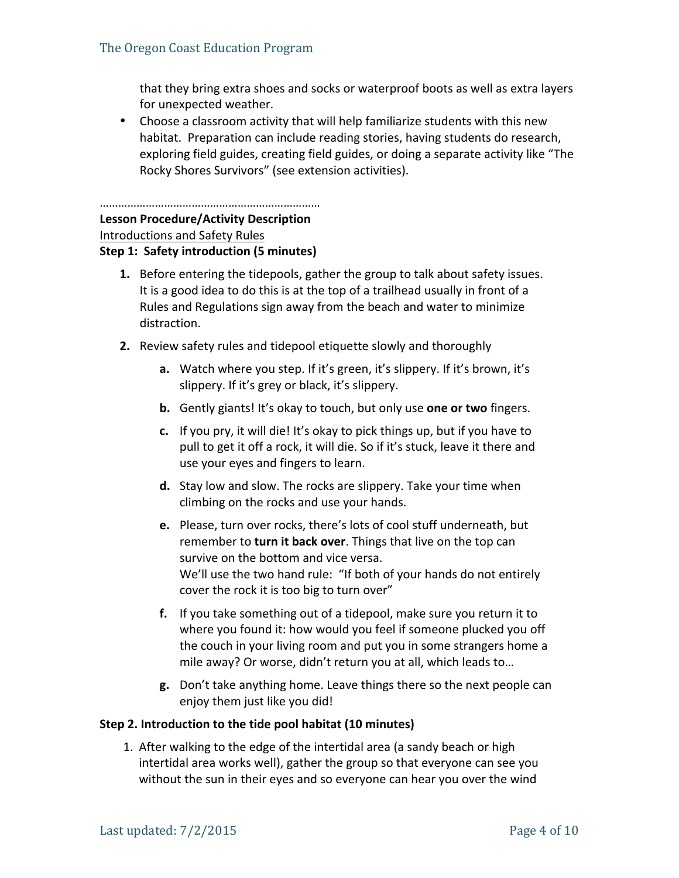that they bring extra shoes and socks or waterproof boots as well as extra layers for unexpected weather.

- Choose a classroom activity that will help familiarize students with this new habitat. Preparation can include reading stories, having students do research, exploring field guides, creating field guides, or doing a separate activity like "The Rocky Shores Survivors" (see extension activities).

………………………………………………………………

**Lesson Procedure/Activity Description**

Introductions and Safety Rules

**Step 1: Safety introduction (5 minutes)**

1. Before entering the tidepools, gather the group to talk about safety issues. It is a good idea to do this is at the top of a trailhead usually in front of a Rules and Regulations sign away from the beach and water to minimize distraction.
2. Review safety rules and tidepool etiquette slowly and thoroughly
   a. Watch where you step. If it's green, it's slippery. If it's brown, it's slippery. If it's grey or black, it's slippery.
   b. Gently giants! It's okay to touch, but only use **one or two** fingers.
   c. If you pry, it will die! It's okay to pick things up, but if you have to pull to get it off a rock, it will die. So if it's stuck, leave it there and use your eyes and fingers to learn.
   d. Stay low and slow. The rocks are slippery. Take your time when climbing on the rocks and use your hands.
   e. Please, turn over rocks, there's lots of cool stuff underneath, but remember to **turn it back over**. Things that live on the top can survive on the bottom and vice versa.
      We'll use the two hand rule: "If both of your hands do not entirely cover the rock it is too big to turn over"
   f. If you take something out of a tidepool, make sure you return it to where you found it: how would you feel if someone plucked you off the couch in your living room and put you in some strangers home a mile away? Or worse, didn't return you at all, which leads to…
   g. Don't take anything home. Leave things there so the next people can enjoy them just like you did!

**Step 2. Introduction to the tide pool habitat (10 minutes)**

1. After walking to the edge of the intertidal area (a sandy beach or high intertidal area works well), gather the group so that everyone can see you without the sun in their eyes and so everyone can hear you over the wind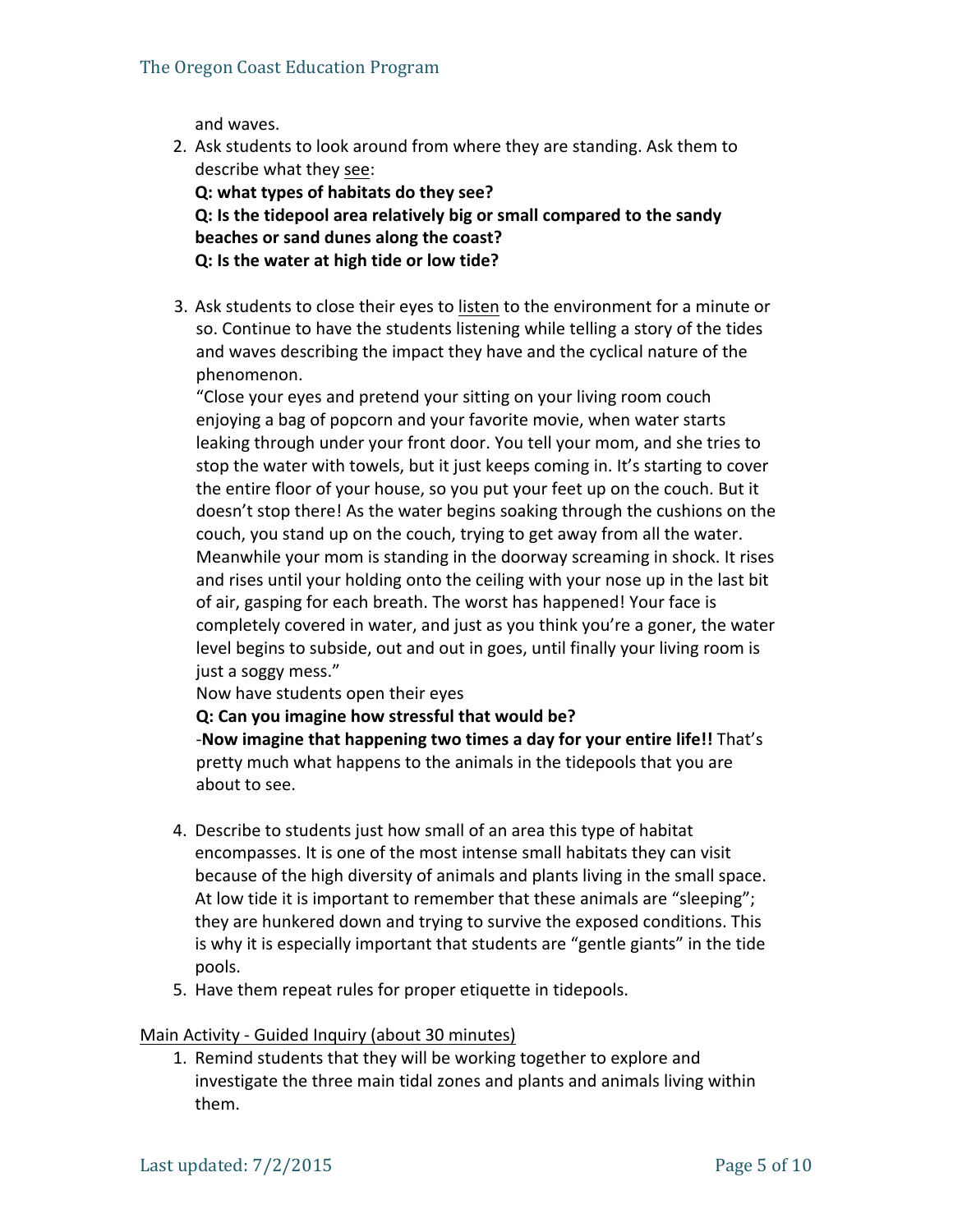and waves.

2. Ask students to look around from where they are standing. Ask them to describe what they <u>see</u>:
   **Q: what types of habitats do they see?**
   **Q: Is the tidepool area relatively big or small compared to the sandy beaches or sand dunes along the coast?**
   **Q: Is the water at high tide or low tide?**

3. Ask students to close their eyes to <u>listen</u> to the environment for a minute or so. Continue to have the students listening while telling a story of the tides and waves describing the impact they have and the cyclical nature of the phenomenon.
   "Close your eyes and pretend your sitting on your living room couch enjoying a bag of popcorn and your favorite movie, when water starts leaking through under your front door. You tell your mom, and she tries to stop the water with towels, but it just keeps coming in. It's starting to cover the entire floor of your house, so you put your feet up on the couch. But it doesn't stop there! As the water begins soaking through the cushions on the couch, you stand up on the couch, trying to get away from all the water. Meanwhile your mom is standing in the doorway screaming in shock. It rises and rises until your holding onto the ceiling with your nose up in the last bit of air, gasping for each breath. The worst has happened! Your face is completely covered in water, and just as you think you're a goner, the water level begins to subside, out and out in goes, until finally your living room is just a soggy mess."
   Now have students open their eyes
   **Q: Can you imagine how stressful that would be?**
   -**Now imagine that happening two times a day for your entire life!!** That's pretty much what happens to the animals in the tidepools that you are about to see.

4. Describe to students just how small of an area this type of habitat encompasses. It is one of the most intense small habitats they can visit because of the high diversity of animals and plants living in the small space. At low tide it is important to remember that these animals are "sleeping"; they are hunkered down and trying to survive the exposed conditions. This is why it is especially important that students are "gentle giants" in the tide pools.
5. Have them repeat rules for proper etiquette in tidepools.

<u>Main Activity - Guided Inquiry (about 30 minutes)</u>

1. Remind students that they will be working together to explore and investigate the three main tidal zones and plants and animals living within them.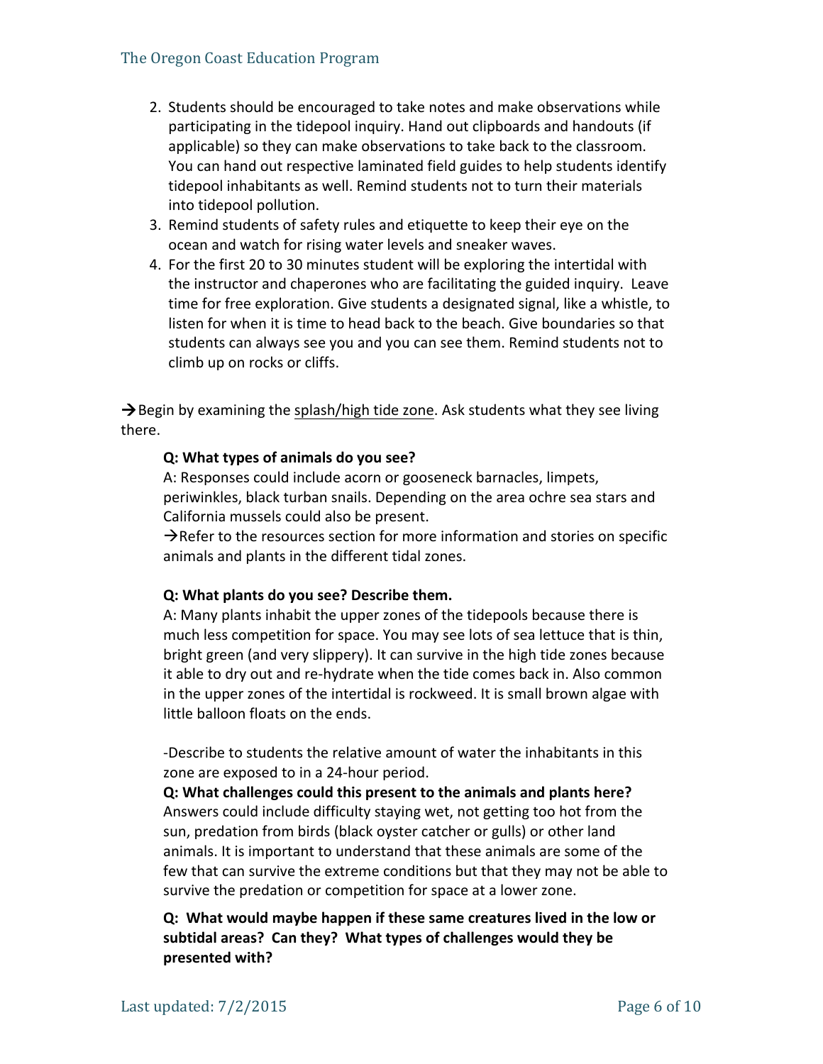2. Students should be encouraged to take notes and make observations while participating in the tidepool inquiry. Hand out clipboards and handouts (if applicable) so they can make observations to take back to the classroom. You can hand out respective laminated field guides to help students identify tidepool inhabitants as well. Remind students not to turn their materials into tidepool pollution.
3. Remind students of safety rules and etiquette to keep their eye on the ocean and watch for rising water levels and sneaker waves.
4. For the first 20 to 30 minutes student will be exploring the intertidal with the instructor and chaperones who are facilitating the guided inquiry. Leave time for free exploration. Give students a designated signal, like a whistle, to listen for when it is time to head back to the beach. Give boundaries so that students can always see you and you can see them. Remind students not to climb up on rocks or cliffs.

→Begin by examining the <u>splash/high tide zone</u>. Ask students what they see living there.

**Q: What types of animals do you see?**

A: Responses could include acorn or gooseneck barnacles, limpets, periwinkles, black turban snails. Depending on the area ochre sea stars and California mussels could also be present.

→Refer to the resources section for more information and stories on specific animals and plants in the different tidal zones.

**Q: What plants do you see? Describe them.**

A: Many plants inhabit the upper zones of the tidepools because there is much less competition for space. You may see lots of sea lettuce that is thin, bright green (and very slippery). It can survive in the high tide zones because it able to dry out and re-hydrate when the tide comes back in. Also common in the upper zones of the intertidal is rockweed. It is small brown algae with little balloon floats on the ends.

-Describe to students the relative amount of water the inhabitants in this zone are exposed to in a 24-hour period.

**Q: What challenges could this present to the animals and plants here?**

Answers could include difficulty staying wet, not getting too hot from the sun, predation from birds (black oyster catcher or gulls) or other land animals. It is important to understand that these animals are some of the few that can survive the extreme conditions but that they may not be able to survive the predation or competition for space at a lower zone.

**Q: What would maybe happen if these same creatures lived in the low or subtidal areas? Can they? What types of challenges would they be presented with?**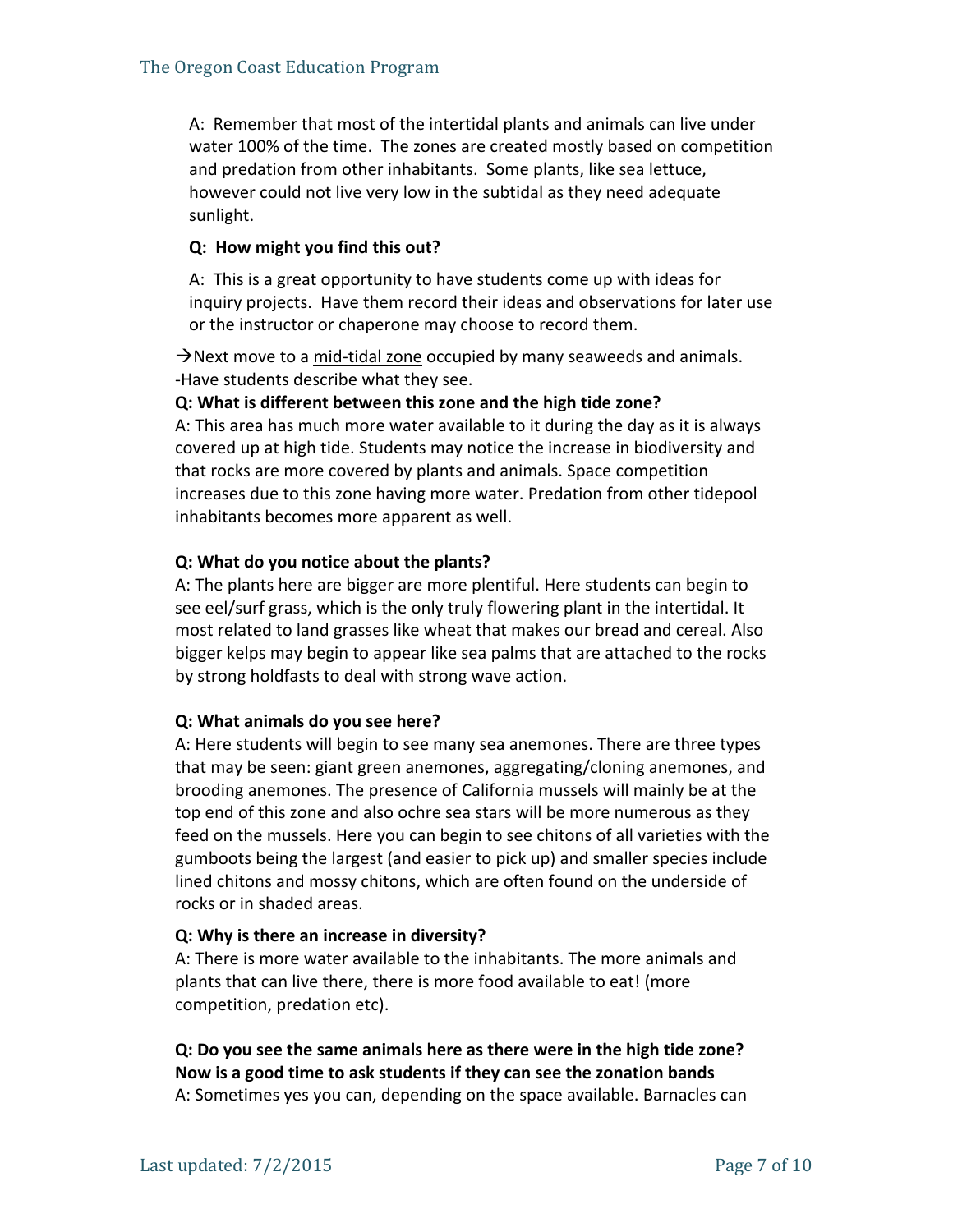A: Remember that most of the intertidal plants and animals can live under water 100% of the time. The zones are created mostly based on competition and predation from other inhabitants. Some plants, like sea lettuce, however could not live very low in the subtidal as they need adequate sunlight.

**Q: How might you find this out?**

A: This is a great opportunity to have students come up with ideas for inquiry projects. Have them record their ideas and observations for later use or the instructor or chaperone may choose to record them.

→Next move to a <u>mid-tidal zone</u> occupied by many seaweeds and animals.
-Have students describe what they see.

**Q: What is different between this zone and the high tide zone?**
A: This area has much more water available to it during the day as it is always covered up at high tide. Students may notice the increase in biodiversity and that rocks are more covered by plants and animals. Space competition increases due to this zone having more water. Predation from other tidepool inhabitants becomes more apparent as well.

**Q: What do you notice about the plants?**
A: The plants here are bigger are more plentiful. Here students can begin to see eel/surf grass, which is the only truly flowering plant in the intertidal. It most related to land grasses like wheat that makes our bread and cereal. Also bigger kelps may begin to appear like sea palms that are attached to the rocks by strong holdfasts to deal with strong wave action.

**Q: What animals do you see here?**
A: Here students will begin to see many sea anemones. There are three types that may be seen: giant green anemones, aggregating/cloning anemones, and brooding anemones. The presence of California mussels will mainly be at the top end of this zone and also ochre sea stars will be more numerous as they feed on the mussels. Here you can begin to see chitons of all varieties with the gumboots being the largest (and easier to pick up) and smaller species include lined chitons and mossy chitons, which are often found on the underside of rocks or in shaded areas.

**Q: Why is there an increase in diversity?**
A: There is more water available to the inhabitants. The more animals and plants that can live there, there is more food available to eat! (more competition, predation etc).

**Q: Do you see the same animals here as there were in the high tide zone? Now is a good time to ask students if they can see the zonation bands**
A: Sometimes yes you can, depending on the space available. Barnacles can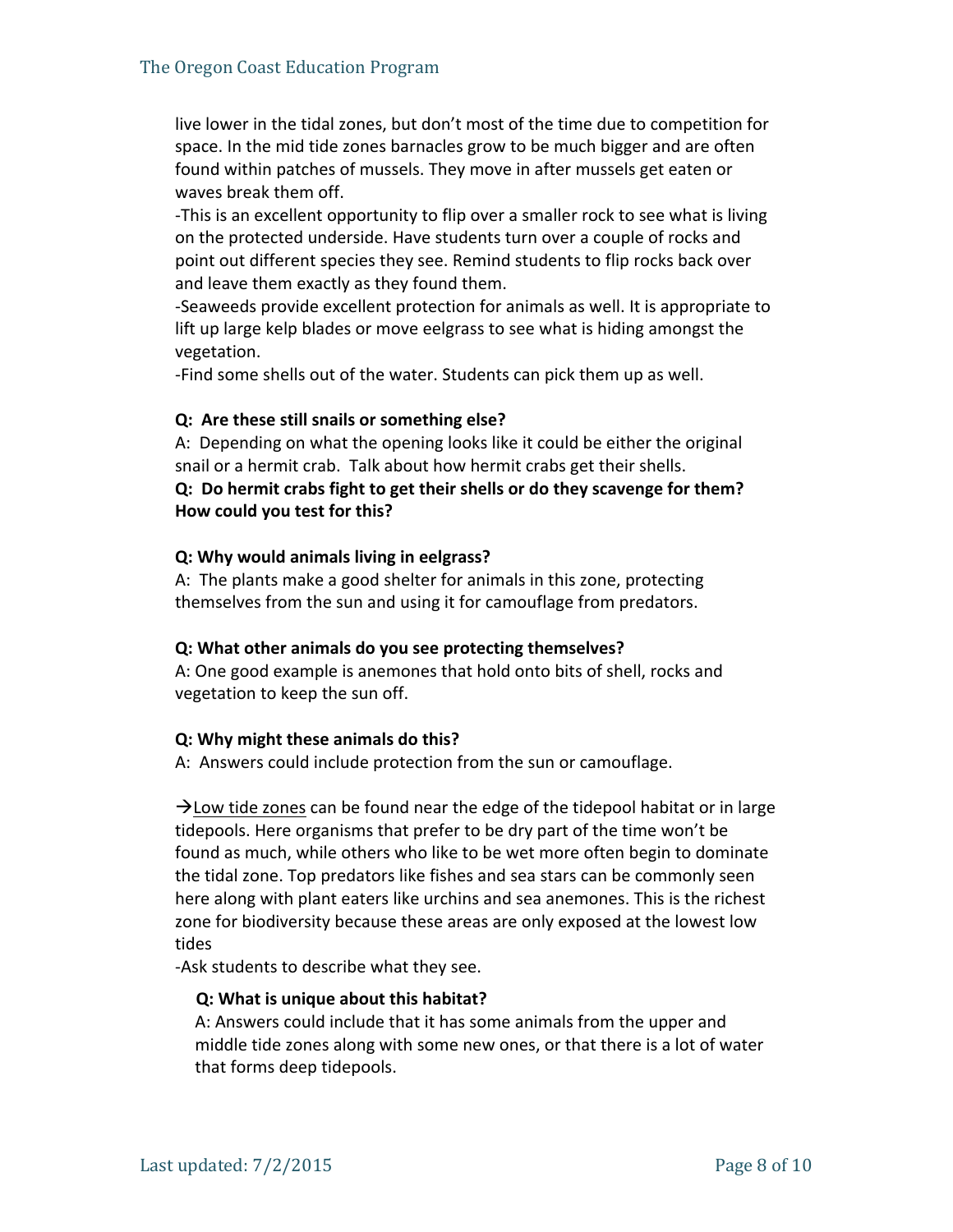live lower in the tidal zones, but don't most of the time due to competition for space. In the mid tide zones barnacles grow to be much bigger and are often found within patches of mussels. They move in after mussels get eaten or waves break them off.

-This is an excellent opportunity to flip over a smaller rock to see what is living on the protected underside. Have students turn over a couple of rocks and point out different species they see. Remind students to flip rocks back over and leave them exactly as they found them.

-Seaweeds provide excellent protection for animals as well. It is appropriate to lift up large kelp blades or move eelgrass to see what is hiding amongst the vegetation.

-Find some shells out of the water. Students can pick them up as well.

**Q: Are these still snails or something else?**

A: Depending on what the opening looks like it could be either the original snail or a hermit crab. Talk about how hermit crabs get their shells.

**Q: Do hermit crabs fight to get their shells or do they scavenge for them? How could you test for this?**

**Q: Why would animals living in eelgrass?**

A: The plants make a good shelter for animals in this zone, protecting themselves from the sun and using it for camouflage from predators.

**Q: What other animals do you see protecting themselves?**

A: One good example is anemones that hold onto bits of shell, rocks and vegetation to keep the sun off.

**Q: Why might these animals do this?**

A: Answers could include protection from the sun or camouflage.

→<u>Low tide zones</u> can be found near the edge of the tidepool habitat or in large tidepools. Here organisms that prefer to be dry part of the time won't be found as much, while others who like to be wet more often begin to dominate the tidal zone. Top predators like fishes and sea stars can be commonly seen here along with plant eaters like urchins and sea anemones. This is the richest zone for biodiversity because these areas are only exposed at the lowest low tides

-Ask students to describe what they see.

**Q: What is unique about this habitat?**

A: Answers could include that it has some animals from the upper and middle tide zones along with some new ones, or that there is a lot of water that forms deep tidepools.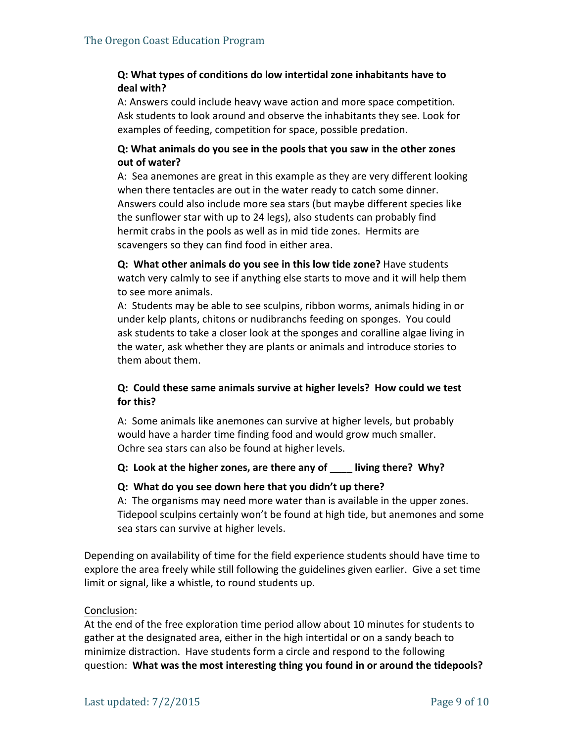**Q: What types of conditions do low intertidal zone inhabitants have to deal with?**
A: Answers could include heavy wave action and more space competition. Ask students to look around and observe the inhabitants they see. Look for examples of feeding, competition for space, possible predation.

**Q: What animals do you see in the pools that you saw in the other zones out of water?**
A: Sea anemones are great in this example as they are very different looking when there tentacles are out in the water ready to catch some dinner. Answers could also include more sea stars (but maybe different species like the sunflower star with up to 24 legs), also students can probably find hermit crabs in the pools as well as in mid tide zones. Hermits are scavengers so they can find food in either area.

**Q: What other animals do you see in this low tide zone?** Have students watch very calmly to see if anything else starts to move and it will help them to see more animals.
A: Students may be able to see sculpins, ribbon worms, animals hiding in or under kelp plants, chitons or nudibranchs feeding on sponges. You could ask students to take a closer look at the sponges and coralline algae living in the water, ask whether they are plants or animals and introduce stories to them about them.

**Q: Could these same animals survive at higher levels? How could we test for this?**

A: Some animals like anemones can survive at higher levels, but probably would have a harder time finding food and would grow much smaller. Ochre sea stars can also be found at higher levels.

**Q: Look at the higher zones, are there any of ____ living there? Why?**

**Q: What do you see down here that you didn't up there?**
A: The organisms may need more water than is available in the upper zones. Tidepool sculpins certainly won't be found at high tide, but anemones and some sea stars can survive at higher levels.

Depending on availability of time for the field experience students should have time to explore the area freely while still following the guidelines given earlier. Give a set time limit or signal, like a whistle, to round students up.

<u>Conclusion</u>:
At the end of the free exploration time period allow about 10 minutes for students to gather at the designated area, either in the high intertidal or on a sandy beach to minimize distraction. Have students form a circle and respond to the following question: **What was the most interesting thing you found in or around the tidepools?**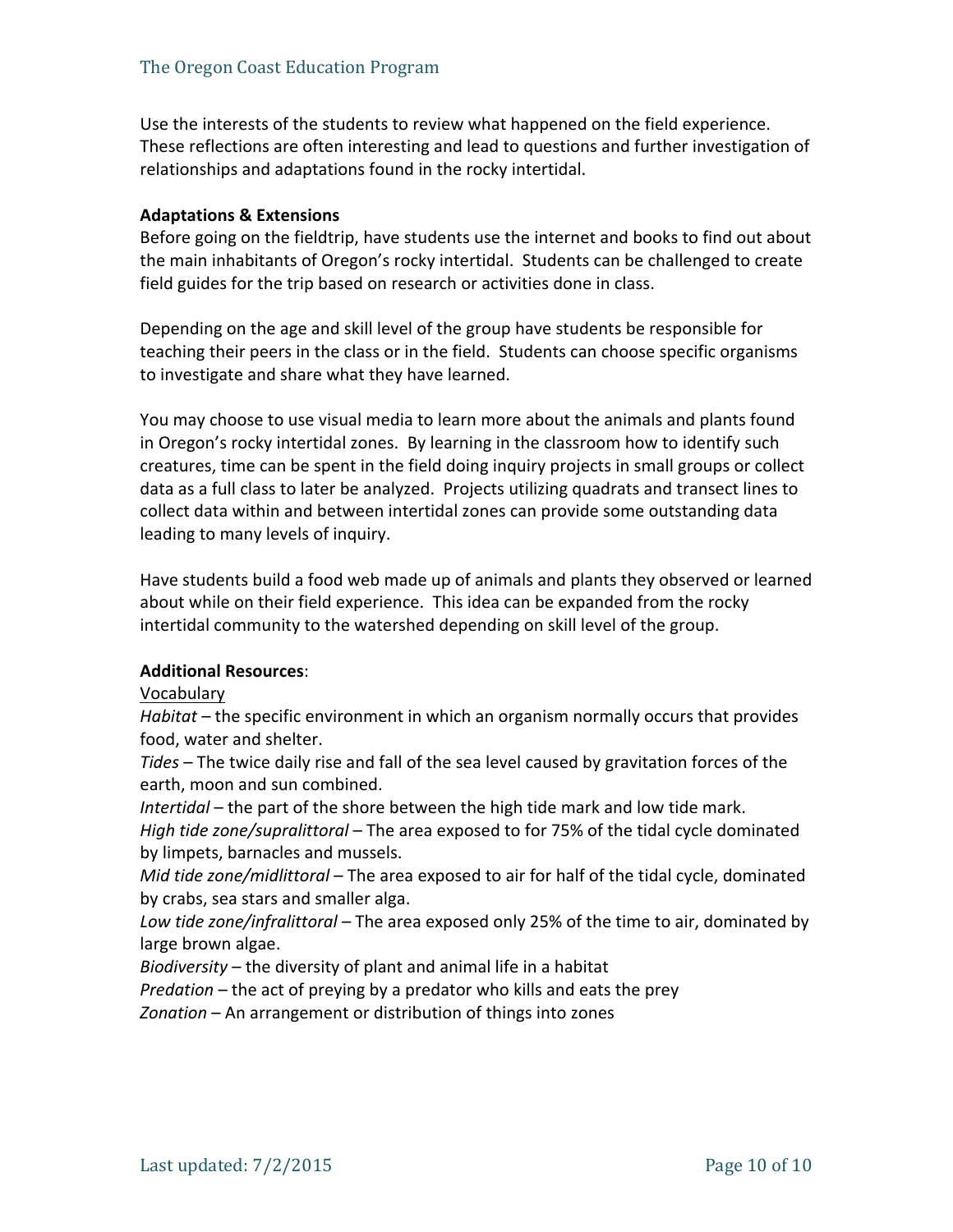Use the interests of the students to review what happened on the field experience. These reflections are often interesting and lead to questions and further investigation of relationships and adaptations found in the rocky intertidal.

**Adaptations & Extensions**

Before going on the fieldtrip, have students use the internet and books to find out about the main inhabitants of Oregon's rocky intertidal. Students can be challenged to create field guides for the trip based on research or activities done in class.

Depending on the age and skill level of the group have students be responsible for teaching their peers in the class or in the field. Students can choose specific organisms to investigate and share what they have learned.

You may choose to use visual media to learn more about the animals and plants found in Oregon's rocky intertidal zones. By learning in the classroom how to identify such creatures, time can be spent in the field doing inquiry projects in small groups or collect data as a full class to later be analyzed. Projects utilizing quadrats and transect lines to collect data within and between intertidal zones can provide some outstanding data leading to many levels of inquiry.

Have students build a food web made up of animals and plants they observed or learned about while on their field experience. This idea can be expanded from the rocky intertidal community to the watershed depending on skill level of the group.

**Additional Resources**:

<u>Vocabulary</u>

*Habitat* – the specific environment in which an organism normally occurs that provides food, water and shelter.
*Tides* – The twice daily rise and fall of the sea level caused by gravitation forces of the earth, moon and sun combined.
*Intertidal* – the part of the shore between the high tide mark and low tide mark.
*High tide zone/supralittoral* – The area exposed to for 75% of the tidal cycle dominated by limpets, barnacles and mussels.
*Mid tide zone/midlittoral* – The area exposed to air for half of the tidal cycle, dominated by crabs, sea stars and smaller alga.
*Low tide zone/infralittoral* – The area exposed only 25% of the time to air, dominated by large brown algae.
*Biodiversity* – the diversity of plant and animal life in a habitat
*Predation* – the act of preying by a predator who kills and eats the prey
*Zonation* – An arrangement or distribution of things into zones